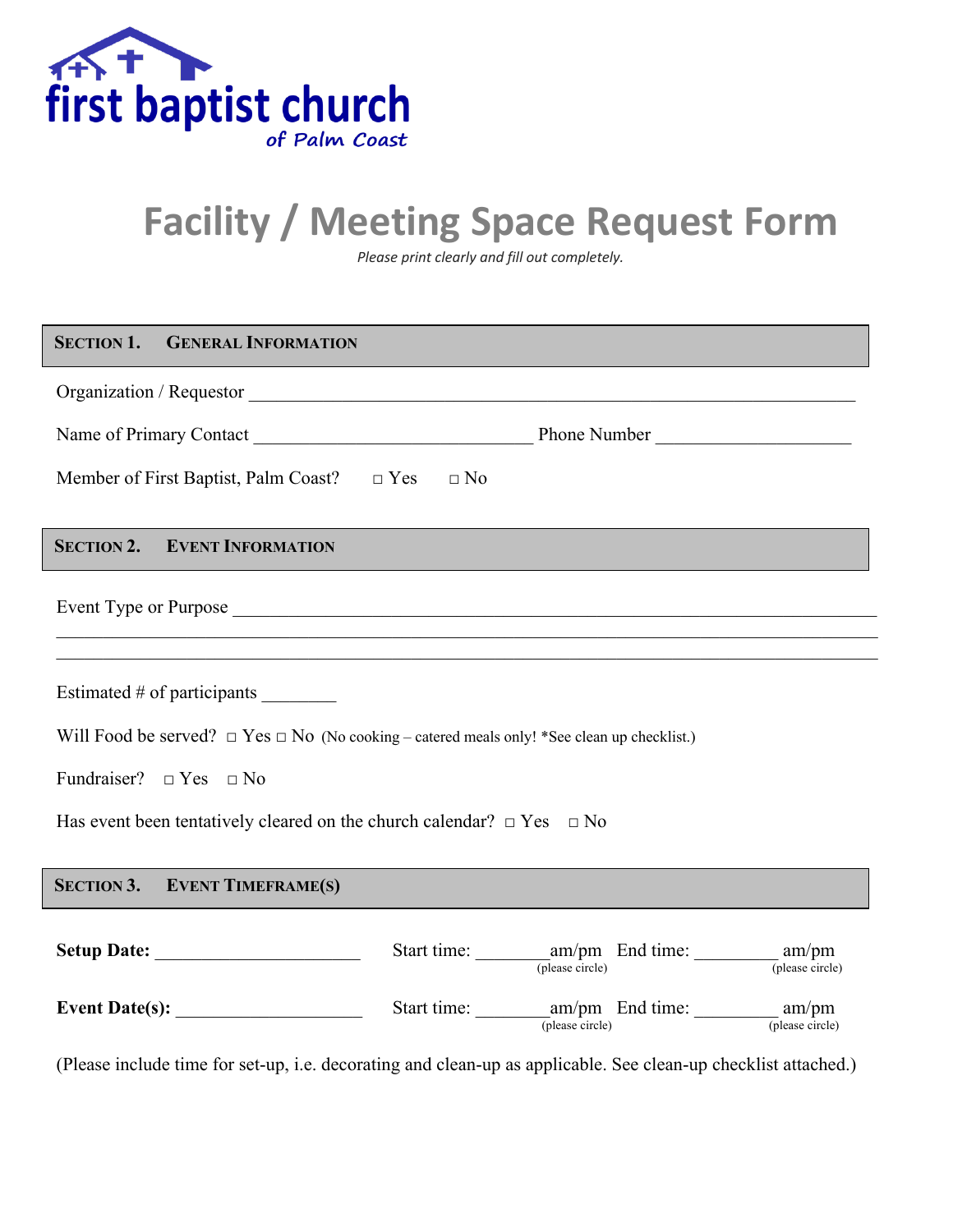first baptist church
*of Palm Coast*

# Facility / Meeting Space Request Form

*Please print clearly and fill out completely.*

## SECTION 1. GENERAL INFORMATION

Organization / Requestor ______________________________________________________________

Name of Primary Contact _____________________________ Phone Number ____________________

Member of First Baptist, Palm Coast? □ Yes □ No

## SECTION 2. EVENT INFORMATION

Event Type or Purpose ________________________________________________________________

______________________________________________________________________________________

______________________________________________________________________________________

Estimated # of participants ________

Will Food be served? □ Yes □ No (No cooking – catered meals only! *See clean up checklist.)

Fundraiser? □ Yes □ No

Has event been tentatively cleared on the church calendar? □ Yes □ No

## SECTION 3. EVENT TIMEFRAME(S)

**Setup Date:** _____________________ Start time: ________am/pm (please circle) End time: _________ am/pm (please circle)

**Event Date(s):** ___________________ Start time: ________am/pm (please circle) End time: _________ am/pm (please circle)

(Please include time for set-up, i.e. decorating and clean-up as applicable. See clean-up checklist attached.)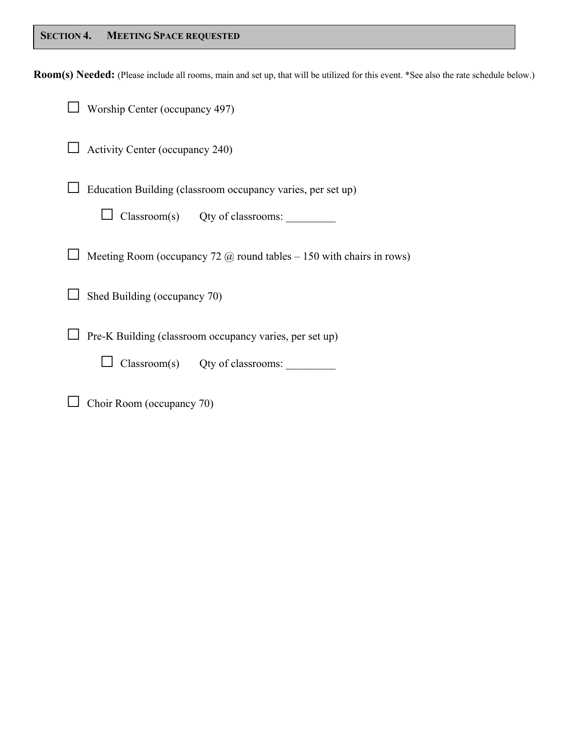## SECTION 4. MEETING SPACE REQUESTED

**Room(s) Needed:** (Please include all rooms, main and set up, that will be utilized for this event. *See also the rate schedule below.)

- ☐ Worship Center (occupancy 497)
- ☐ Activity Center (occupancy 240)
- ☐ Education Building (classroom occupancy varies, per set up)
  - ☐ Classroom(s) Qty of classrooms: _________
- ☐ Meeting Room (occupancy 72 @ round tables – 150 with chairs in rows)
- ☐ Shed Building (occupancy 70)
- ☐ Pre-K Building (classroom occupancy varies, per set up)
  - ☐ Classroom(s) Qty of classrooms: _________
- ☐ Choir Room (occupancy 70)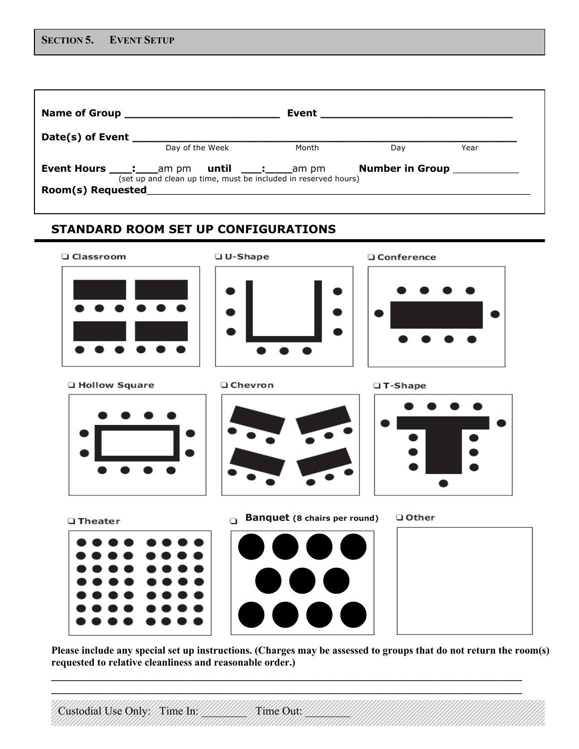## SECTION 5. EVENT SETUP

**Name of Group** ________________________ **Event** ______________________________

**Date(s) of Event** ____________________________________________________________
Day of the Week Month Day Year

**Event Hours** ___:___am pm **until** ___:____am pm **Number in Group** ___________
(set up and clean up time, must be included in reserved hours)

**Room(s) Requested**___________________________________________________________

### STANDARD ROOM SET UP CONFIGURATIONS

❑ Classroom

❑ U-Shape

❑ Conference

❑ Hollow Square

❑ Chevron

❑ T-Shape

❑ Theater

❑ **Banquet (8 chairs per round)**

❑ Other

**Please include any special set up instructions. (Charges may be assessed to groups that do not return the room(s) requested to relative cleanliness and reasonable order.)**

________________________________________________________________________________
________________________________________________________________________________

Custodial Use Only: Time In: ________ Time Out: ________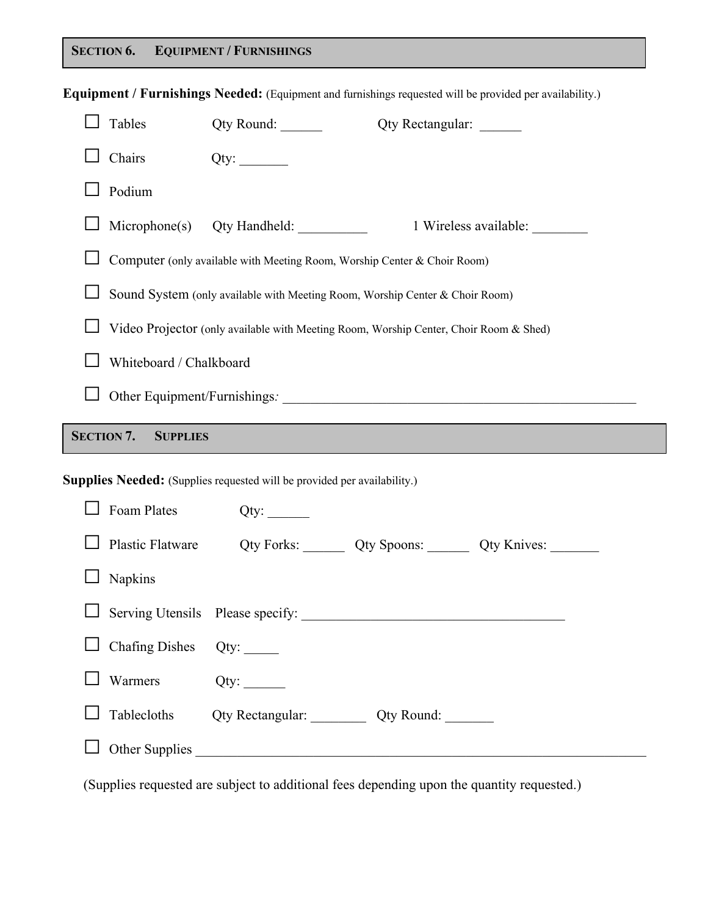## SECTION 6. EQUIPMENT / FURNISHINGS

**Equipment / Furnishings Needed:** (Equipment and furnishings requested will be provided per availability.)

- ☐ Tables  Qty Round: ______  Qty Rectangular: ______
- ☐ Chairs  Qty: _______
- ☐ Podium
- ☐ Microphone(s)  Qty Handheld: __________  1 Wireless available: ________
- ☐ Computer (only available with Meeting Room, Worship Center & Choir Room)
- ☐ Sound System (only available with Meeting Room, Worship Center & Choir Room)
- ☐ Video Projector (only available with Meeting Room, Worship Center, Choir Room & Shed)
- ☐ Whiteboard / Chalkboard
- ☐ Other Equipment/Furnishings*:* _____________________________________________________

## SECTION 7. SUPPLIES

**Supplies Needed:** (Supplies requested will be provided per availability.)

- ☐ Foam Plates  Qty: ______
- ☐ Plastic Flatware  Qty Forks: ______  Qty Spoons: ______  Qty Knives: _______
- ☐ Napkins
- ☐ Serving Utensils  Please specify: ______________________________________
- ☐ Chafing Dishes  Qty: _____
- ☐ Warmers  Qty: ______
- ☐ Tablecloths  Qty Rectangular: ________  Qty Round: _______
- ☐ Other Supplies ____________________________________________________________

(Supplies requested are subject to additional fees depending upon the quantity requested.)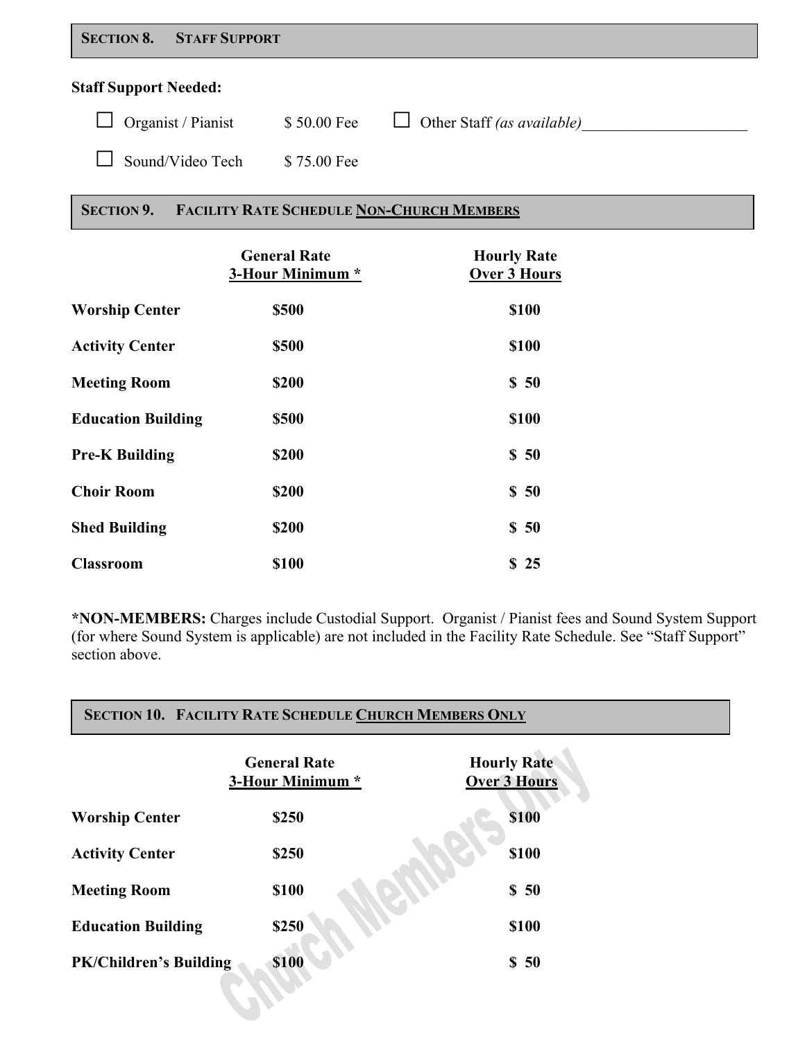## SECTION 8. STAFF SUPPORT

**Staff Support Needed:**

☐ Organist / Pianist $ 50.00 Fee ☐ Other Staff *(as available)*\_\_\_\_\_\_\_\_\_\_\_\_\_\_\_\_\_\_\_\_

☐ Sound/Video Tech $ 75.00 Fee

## SECTION 9. FACILITY RATE SCHEDULE NON-CHURCH MEMBERS

| | General Rate<br>3-Hour Minimum * | Hourly Rate<br>Over 3 Hours |
|---|---|---|
| **Worship Center** | **$500** | **$100** |
| **Activity Center** | **$500** | **$100** |
| **Meeting Room** | **$200** | **$ 50** |
| **Education Building** | **$500** | **$100** |
| **Pre-K Building** | **$200** | **$ 50** |
| **Choir Room** | **$200** | **$ 50** |
| **Shed Building** | **$200** | **$ 50** |
| **Classroom** | **$100** | **$ 25** |

***NON-MEMBERS:** Charges include Custodial Support. Organist / Pianist fees and Sound System Support (for where Sound System is applicable) are not included in the Facility Rate Schedule. See "Staff Support" section above.

## SECTION 10. FACILITY RATE SCHEDULE CHURCH MEMBERS ONLY

| | General Rate<br>3-Hour Minimum * | Hourly Rate<br>Over 3 Hours |
|---|---|---|
| **Worship Center** | **$250** | **$100** |
| **Activity Center** | **$250** | **$100** |
| **Meeting Room** | **$100** | **$ 50** |
| **Education Building** | **$250** | **$100** |
| **PK/Children's Building** | **$100** | **$ 50** |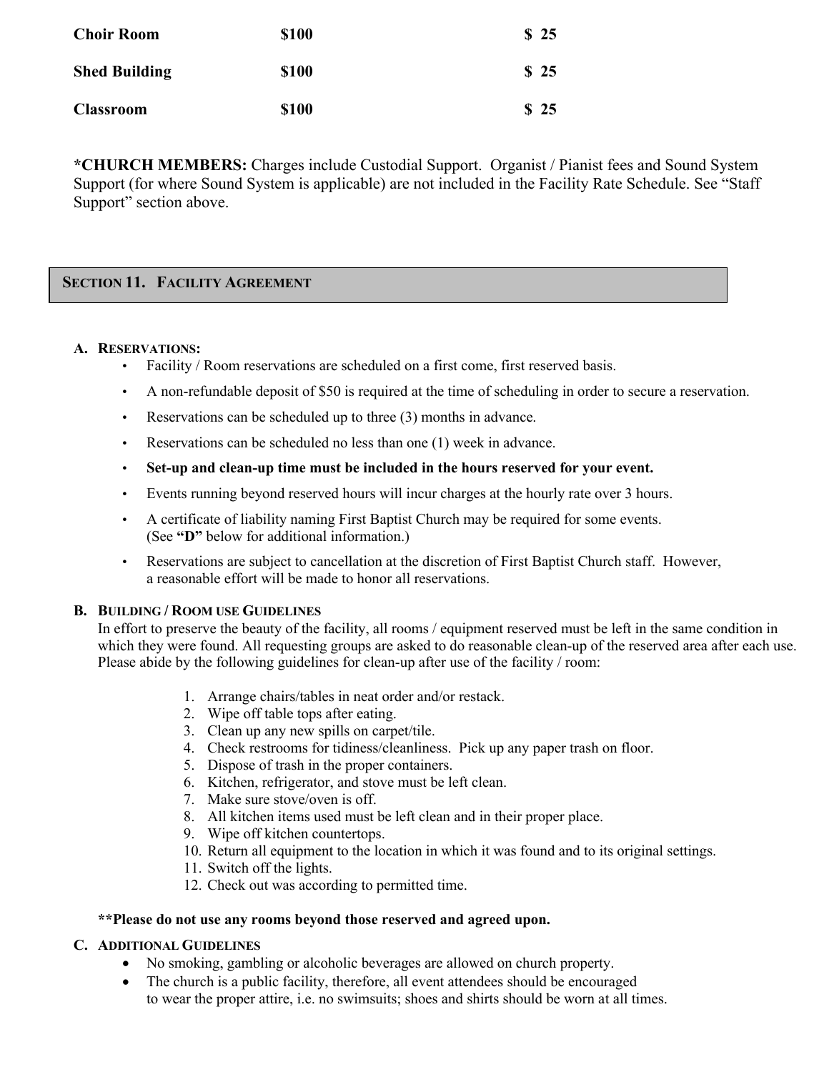| Choir Room | $100 | $ 25 |
|---|---|---|
| Shed Building | $100 | $ 25 |
| Classroom | $100 | $ 25 |

**\*CHURCH MEMBERS:** Charges include Custodial Support. Organist / Pianist fees and Sound System Support (for where Sound System is applicable) are not included in the Facility Rate Schedule. See "Staff Support" section above.

## SECTION 11. FACILITY AGREEMENT

### A. RESERVATIONS:

- Facility / Room reservations are scheduled on a first come, first reserved basis.
- A non-refundable deposit of $50 is required at the time of scheduling in order to secure a reservation.
- Reservations can be scheduled up to three (3) months in advance.
- Reservations can be scheduled no less than one (1) week in advance.
- **Set-up and clean-up time must be included in the hours reserved for your event.**
- Events running beyond reserved hours will incur charges at the hourly rate over 3 hours.
- A certificate of liability naming First Baptist Church may be required for some events. (See **"D"** below for additional information.)
- Reservations are subject to cancellation at the discretion of First Baptist Church staff. However, a reasonable effort will be made to honor all reservations.

### B. BUILDING / ROOM USE GUIDELINES

In effort to preserve the beauty of the facility, all rooms / equipment reserved must be left in the same condition in which they were found. All requesting groups are asked to do reasonable clean-up of the reserved area after each use. Please abide by the following guidelines for clean-up after use of the facility / room:

1. Arrange chairs/tables in neat order and/or restack.
2. Wipe off table tops after eating.
3. Clean up any new spills on carpet/tile.
4. Check restrooms for tidiness/cleanliness. Pick up any paper trash on floor.
5. Dispose of trash in the proper containers.
6. Kitchen, refrigerator, and stove must be left clean.
7. Make sure stove/oven is off.
8. All kitchen items used must be left clean and in their proper place.
9. Wipe off kitchen countertops.
10. Return all equipment to the location in which it was found and to its original settings.
11. Switch off the lights.
12. Check out was according to permitted time.

**\*\*Please do not use any rooms beyond those reserved and agreed upon.**

### C. ADDITIONAL GUIDELINES

- No smoking, gambling or alcoholic beverages are allowed on church property.
- The church is a public facility, therefore, all event attendees should be encouraged to wear the proper attire, i.e. no swimsuits; shoes and shirts should be worn at all times.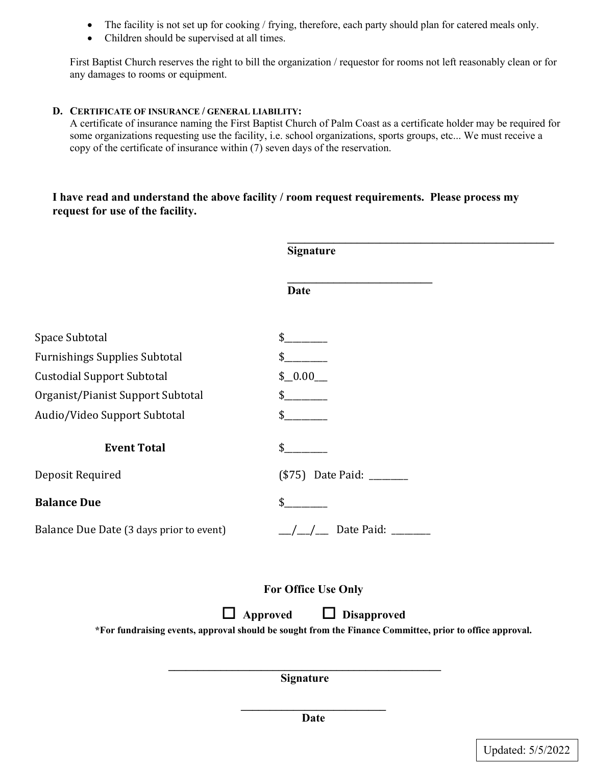- The facility is not set up for cooking / frying, therefore, each party should plan for catered meals only.
- Children should be supervised at all times.

First Baptist Church reserves the right to bill the organization / requestor for rooms not left reasonably clean or for any damages to rooms or equipment.

**D. CERTIFICATE OF INSURANCE / GENERAL LIABILITY:**
A certificate of insurance naming the First Baptist Church of Palm Coast as a certificate holder may be required for some organizations requesting use the facility, i.e. school organizations, sports groups, etc... We must receive a copy of the certificate of insurance within (7) seven days of the reservation.

**I have read and understand the above facility / room request requirements. Please process my request for use of the facility.**

______________________________
**Signature**

________________
**Date**

| | |
|---|---|
| Space Subtotal | $________ |
| Furnishings Supplies Subtotal | $________ |
| Custodial Support Subtotal | $__0.00__ |
| Organist/Pianist Support Subtotal | $________ |
| Audio/Video Support Subtotal | $________ |
| **Event Total** | $________ |
| Deposit Required | ($75) Date Paid: ________ |
| **Balance Due** | $________ |
| Balance Due Date (3 days prior to event) | __/__/__ Date Paid: ________ |

**For Office Use Only**

☐ **Approved** ☐ **Disapproved**

**\*For fundraising events, approval should be sought from the Finance Committee, prior to office approval.**

______________________________
**Signature**

________________
**Date**

Updated: 5/5/2022